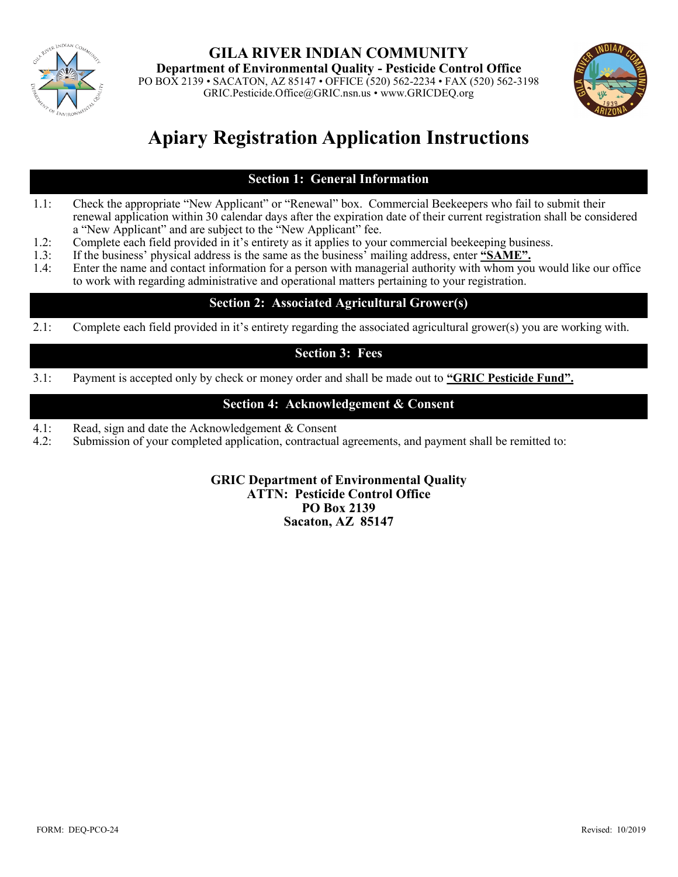# GILA RIVER INDIAN COMMUNITY

**Department of Environmental Quality - Pesticide Control Office**

PO BOX 2139 • SACATON, AZ 85147 • OFFICE (520) 562-2234 • FAX (520) 562-3198

GRIC.Pesticide.Office@GRIC.nsn.us • www.GRICDEQ.org

# Apiary Registration Application Instructions

## Section 1: General Information

1.1: Check the appropriate "New Applicant" or "Renewal" box. Commercial Beekeepers who fail to submit their renewal application within 30 calendar days after the expiration date of their current registration shall be considered a "New Applicant" and are subject to the "New Applicant" fee.

1.2: Complete each field provided in it's entirety as it applies to your commercial beekeeping business.

1.3: If the business' physical address is the same as the business' mailing address, enter **"SAME".**

1.4: Enter the name and contact information for a person with managerial authority with whom you would like our office to work with regarding administrative and operational matters pertaining to your registration.

## Section 2: Associated Agricultural Grower(s)

2.1: Complete each field provided in it's entirety regarding the associated agricultural grower(s) you are working with.

## Section 3: Fees

3.1: Payment is accepted only by check or money order and shall be made out to **"GRIC Pesticide Fund".**

## Section 4: Acknowledgement & Consent

4.1: Read, sign and date the Acknowledgement & Consent

4.2: Submission of your completed application, contractual agreements, and payment shall be remitted to:

**GRIC Department of Environmental Quality**
**ATTN: Pesticide Control Office**
**PO Box 2139**
**Sacaton, AZ 85147**

FORM: DEQ-PCO-24 Revised: 10/2019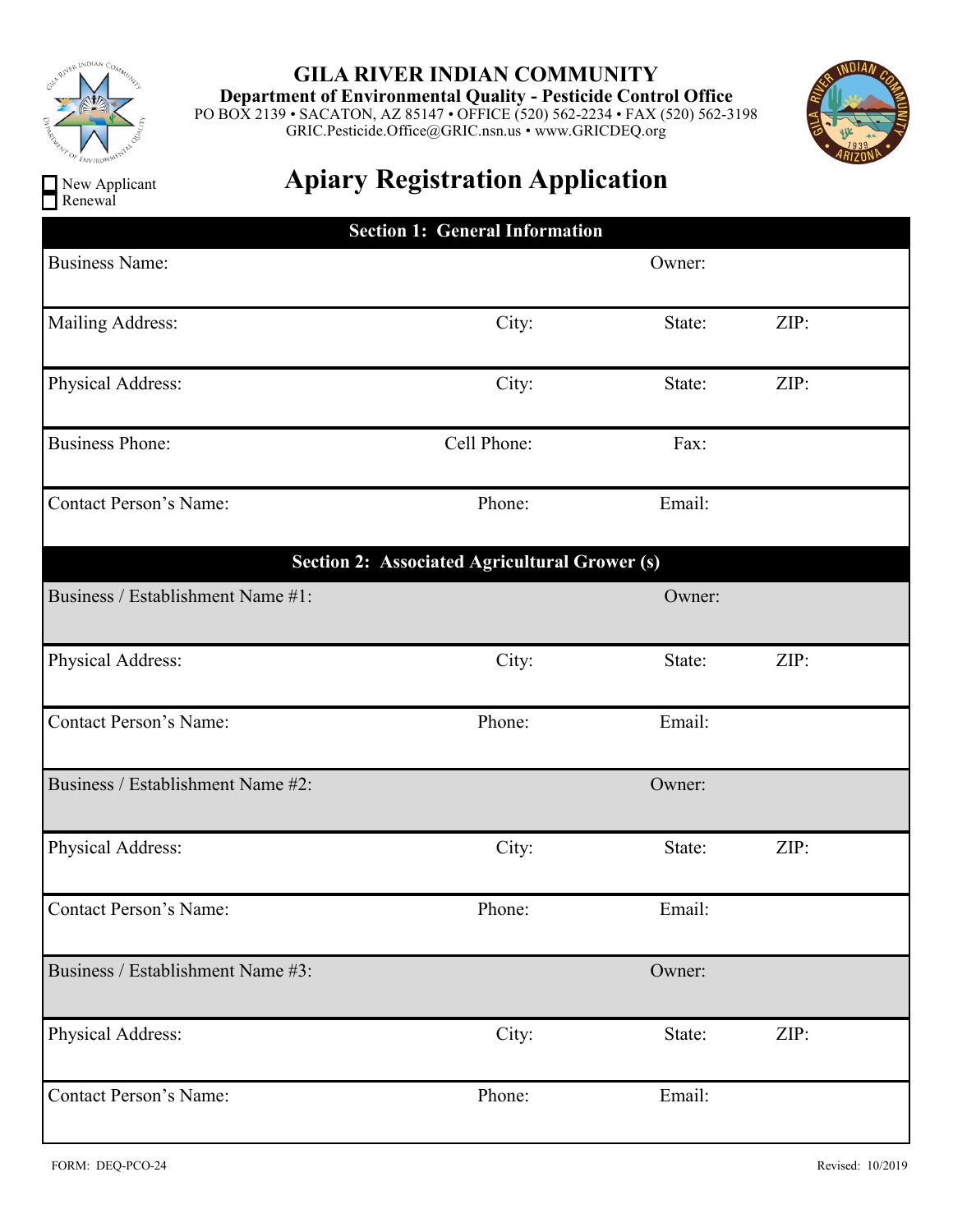# GILA RIVER INDIAN COMMUNITY

**Department of Environmental Quality - Pesticide Control Office**

PO BOX 2139 • SACATON, AZ 85147 • OFFICE (520) 562-2234 • FAX (520) 562-3198
GRIC.Pesticide.Office@GRIC.nsn.us • www.GRICDEQ.org

☐ New Applicant
☐ Renewal

## Apiary Registration Application

| **Section 1: General Information** | | | |
|---|---|---|---|
| Business Name: | | Owner: | |
| Mailing Address: | City: | State: | ZIP: |
| Physical Address: | City: | State: | ZIP: |
| Business Phone: | Cell Phone: | Fax: | |
| Contact Person's Name: | Phone: | Email: | |

| **Section 2: Associated Agricultural Grower (s)** | | | |
|---|---|---|---|
| Business / Establishment Name #1: | | Owner: | |
| Physical Address: | City: | State: | ZIP: |
| Contact Person's Name: | Phone: | Email: | |
| Business / Establishment Name #2: | | Owner: | |
| Physical Address: | City: | State: | ZIP: |
| Contact Person's Name: | Phone: | Email: | |
| Business / Establishment Name #3: | | Owner: | |
| Physical Address: | City: | State: | ZIP: |
| Contact Person's Name: | Phone: | Email: | |

FORM: DEQ-PCO-24

Revised: 10/2019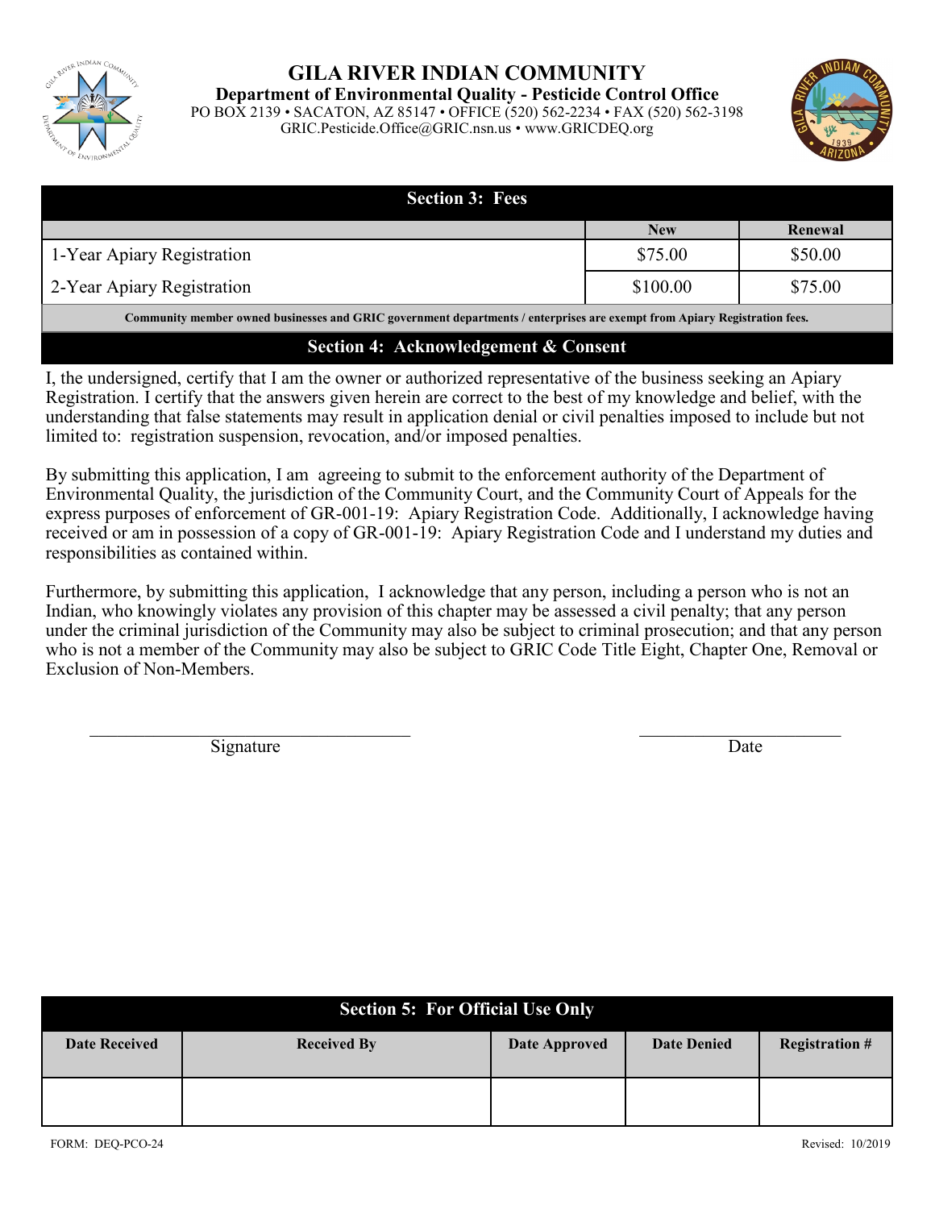# GILA RIVER INDIAN COMMUNITY

**Department of Environmental Quality - Pesticide Control Office**

PO BOX 2139 • SACATON, AZ 85147 • OFFICE (520) 562-2234 • FAX (520) 562-3198
GRIC.Pesticide.Office@GRIC.nsn.us • www.GRICDEQ.org

## Section 3: Fees

| | New | Renewal |
|---|---|---|
| 1-Year Apiary Registration | $75.00 | $50.00 |
| 2-Year Apiary Registration | $100.00 | $75.00 |

**Community member owned businesses and GRIC government departments / enterprises are exempt from Apiary Registration fees.**

## Section 4: Acknowledgement & Consent

I, the undersigned, certify that I am the owner or authorized representative of the business seeking an Apiary Registration. I certify that the answers given herein are correct to the best of my knowledge and belief, with the understanding that false statements may result in application denial or civil penalties imposed to include but not limited to: registration suspension, revocation, and/or imposed penalties.

By submitting this application, I am agreeing to submit to the enforcement authority of the Department of Environmental Quality, the jurisdiction of the Community Court, and the Community Court of Appeals for the express purposes of enforcement of GR-001-19: Apiary Registration Code. Additionally, I acknowledge having received or am in possession of a copy of GR-001-19: Apiary Registration Code and I understand my duties and responsibilities as contained within.

Furthermore, by submitting this application, I acknowledge that any person, including a person who is not an Indian, who knowingly violates any provision of this chapter may be assessed a civil penalty; that any person under the criminal jurisdiction of the Community may also be subject to criminal prosecution; and that any person who is not a member of the Community may also be subject to GRIC Code Title Eight, Chapter One, Removal or Exclusion of Non-Members.

\_\_\_\_\_\_\_\_\_\_\_\_\_\_\_\_\_\_\_\_\_\_\_\_\_\_\_\_\_\_\_\_\_\_\_ Signature

\_\_\_\_\_\_\_\_\_\_\_\_\_\_\_\_\_\_\_\_\_\_ Date

## Section 5: For Official Use Only

| Date Received | Received By | Date Approved | Date Denied | Registration # |
|---|---|---|---|---|
| | | | | |

FORM: DEQ-PCO-24

Revised: 10/2019